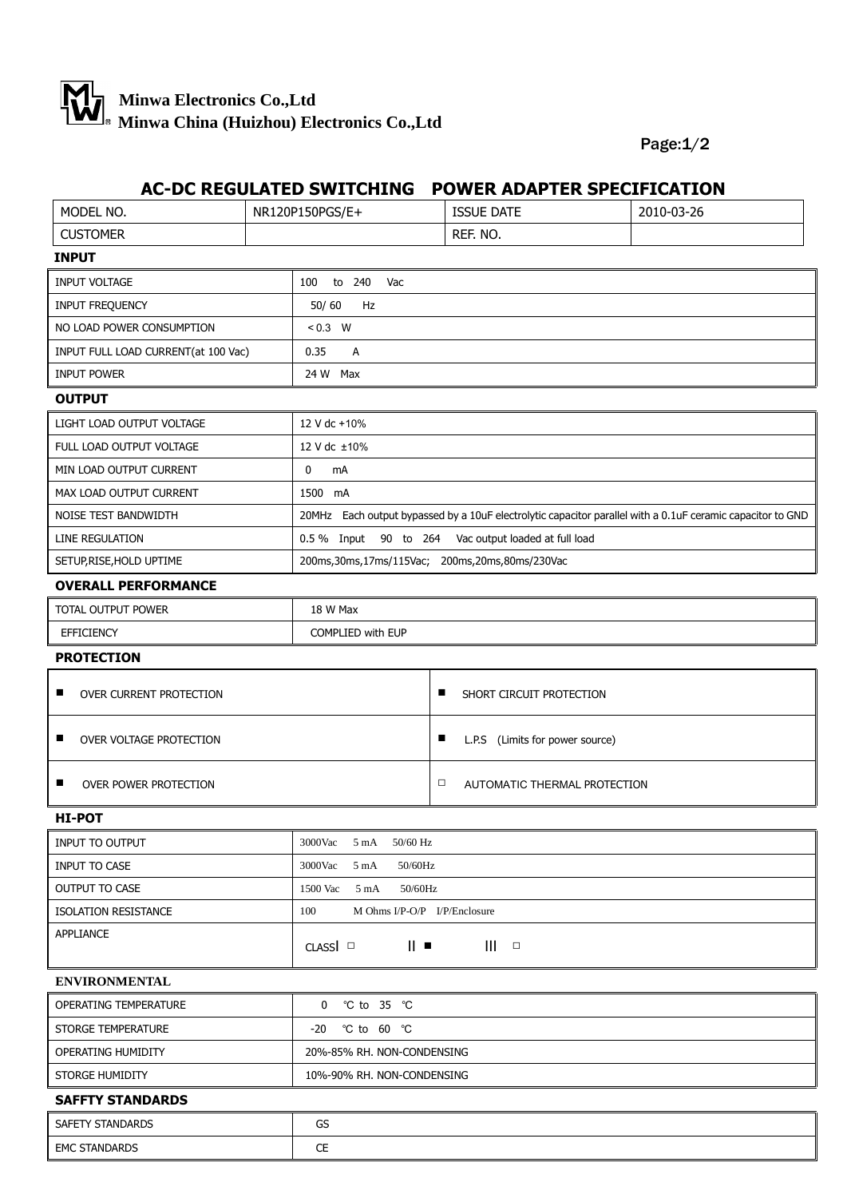**Minwa Electronics Co.,Ltd**
**Minwa China (Huizhou) Electronics Co.,Ltd**

# AC-DC REGULATED SWITCHING POWER ADAPTER SPECIFICATION

| MODEL NO. | NR120P150PGS/E+ | ISSUE DATE | 2010-03-26 |
|---|---|---|---|
| CUSTOMER | | REF. NO. | |

## INPUT

| | |
|---|---|
| INPUT VOLTAGE | 100 to 240 Vac |
| INPUT FREQUENCY | 50/ 60 Hz |
| NO LOAD POWER CONSUMPTION | < 0.3 W |
| INPUT FULL LOAD CURRENT(at 100 Vac) | 0.35 A |
| INPUT POWER | 24 W Max |

## OUTPUT

| | |
|---|---|
| LIGHT LOAD OUTPUT VOLTAGE | 12 V dc +10% |
| FULL LOAD OUTPUT VOLTAGE | 12 V dc ±10% |
| MIN LOAD OUTPUT CURRENT | 0 mA |
| MAX LOAD OUTPUT CURRENT | 1500 mA |
| NOISE TEST BANDWIDTH | 20MHz Each output bypassed by a 10uF electrolytic capacitor parallel with a 0.1uF ceramic capacitor to GND |
| LINE REGULATION | 0.5 % Input 90 to 264 Vac output loaded at full load |
| SETUP,RISE,HOLD UPTIME | 200ms,30ms,17ms/115Vac; 200ms,20ms,80ms/230Vac |

## OVERALL PERFORMANCE

| | |
|---|---|
| TOTAL OUTPUT POWER | 18 W Max |
| EFFICIENCY | COMPLIED with EUP |

## PROTECTION

| | |
|---|---|
| ■ OVER CURRENT PROTECTION | ■ SHORT CIRCUIT PROTECTION |
| ■ OVER VOLTAGE PROTECTION | ■ L.P.S (Limits for power source) |
| ■ OVER POWER PROTECTION | □ AUTOMATIC THERMAL PROTECTION |

## HI-POT

| | |
|---|---|
| INPUT TO OUTPUT | 3000Vac 5 mA 50/60 Hz |
| INPUT TO CASE | 3000Vac 5 mA 50/60Hz |
| OUTPUT TO CASE | 1500 Vac 5 mA 50/60Hz |
| ISOLATION RESISTANCE | 100 M Ohms I/P-O/P I/P/Enclosure |
| APPLIANCE | CLASS Ⅰ □ Ⅱ ■ Ⅲ □ |

## ENVIRONMENTAL

| | |
|---|---|
| OPERATING TEMPERATURE | 0 ℃ to 35 ℃ |
| STORGE TEMPERATURE | -20 ℃ to 60 ℃ |
| OPERATING HUMIDITY | 20%-85% RH. NON-CONDENSING |
| STORGE HUMIDITY | 10%-90% RH. NON-CONDENSING |

## SAFFTY STANDARDS

| | |
|---|---|
| SAFETY STANDARDS | GS |
| EMC STANDARDS | CE |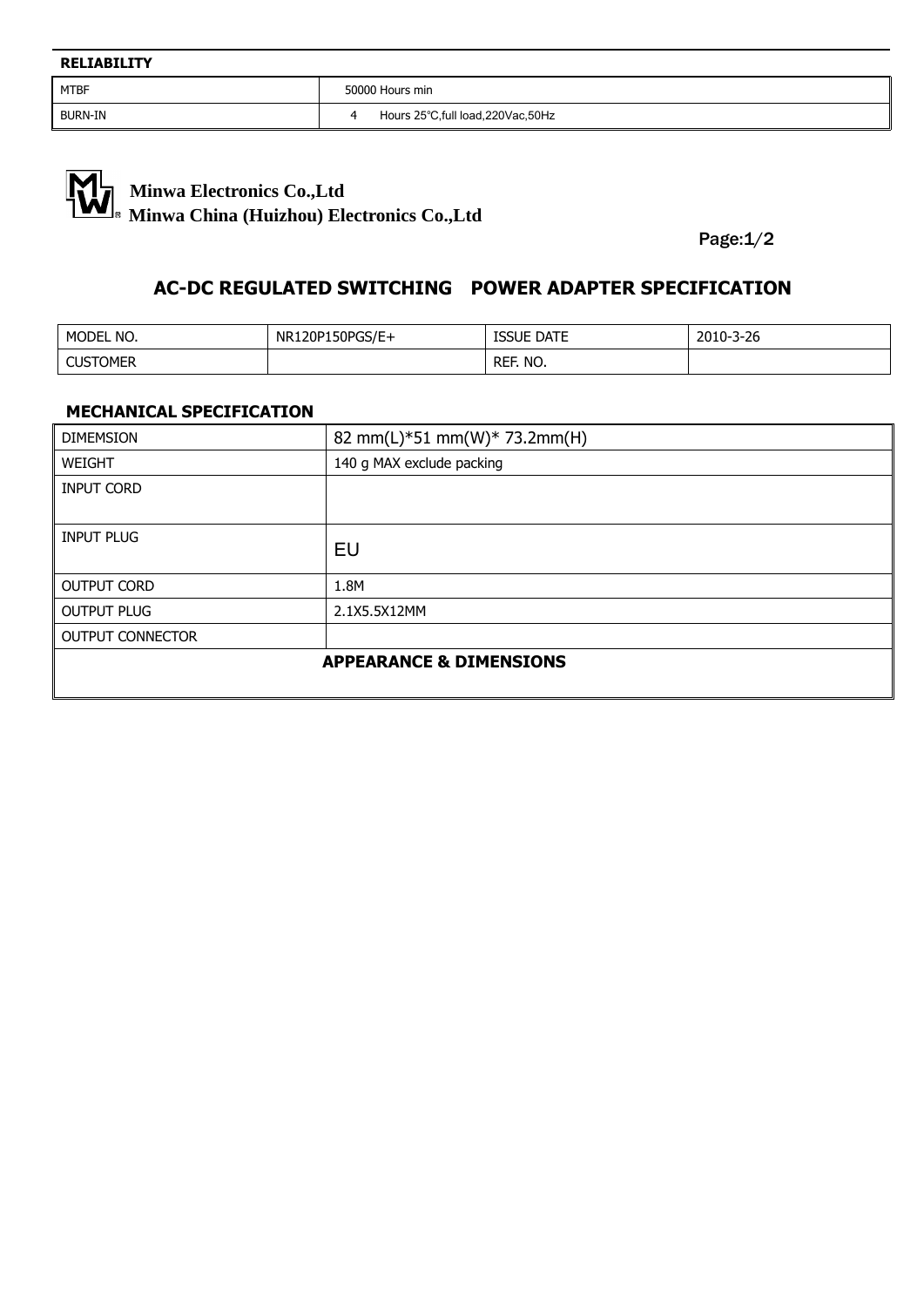**RELIABILITY**

| MTBF | 50000 Hours min |
| --- | --- |
| BURN-IN | 4 Hours 25℃,full load,220Vac,50Hz |

**Minwa Electronics Co.,Ltd**
**Minwa China (Huizhou) Electronics Co.,Ltd**

Page:1/2

## AC-DC REGULATED SWITCHING POWER ADAPTER SPECIFICATION

| MODEL NO. | NR120P150PGS/E+ | ISSUE DATE | 2010-3-26 |
| --- | --- | --- | --- |
| CUSTOMER | | REF. NO. | |

### MECHANICAL SPECIFICATION

| DIMEMSION | 82 mm(L)*51 mm(W)* 73.2mm(H) |
| --- | --- |
| WEIGHT | 140 g MAX exclude packing |
| INPUT CORD | |
| INPUT PLUG | EU |
| OUTPUT CORD | 1.8M |
| OUTPUT PLUG | 2.1X5.5X12MM |
| OUTPUT CONNECTOR | |
| **APPEARANCE & DIMENSIONS** | |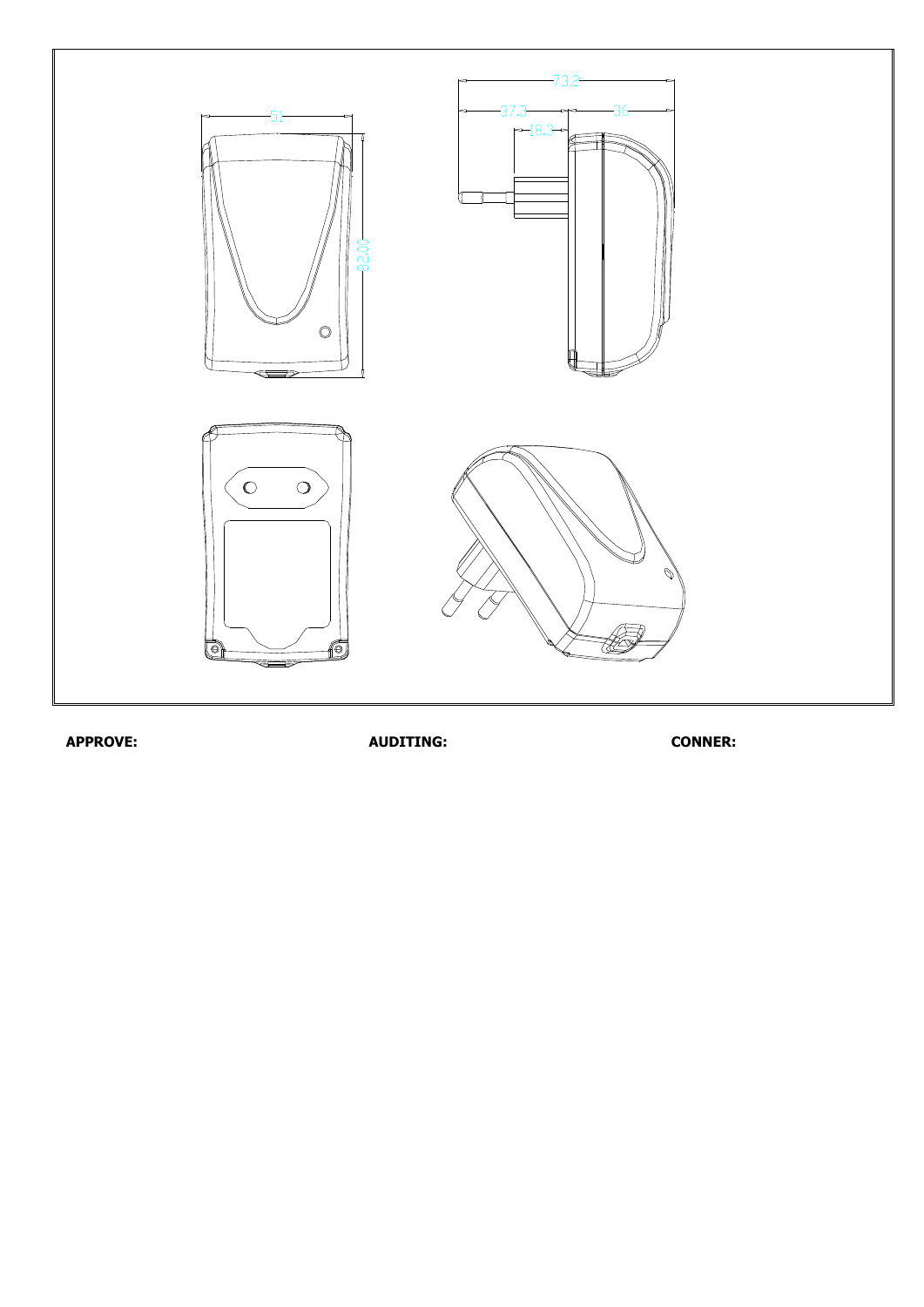73.2

37.3

36

18.3

51

82.00

**APPROVE:** **AUDITING:** **CONNER:**